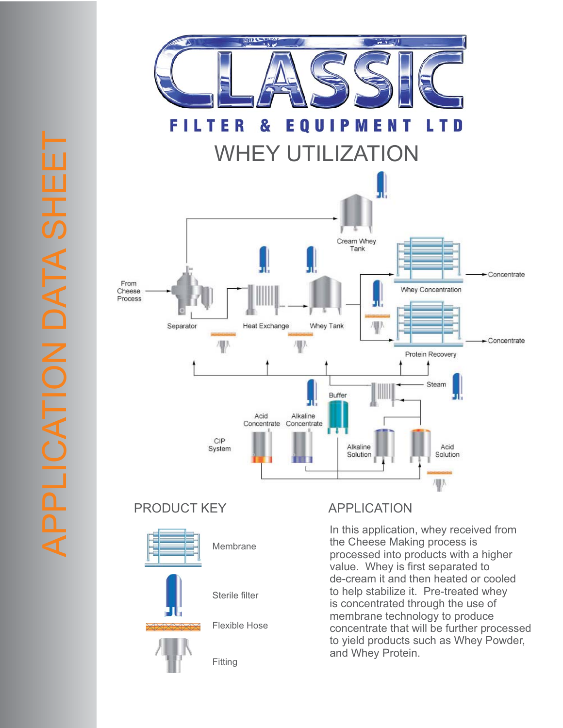APPLICATION DATA SHEET

# CLASSIC

## FILTER & EQUIPMENT LTD

# WHEY UTILIZATION

From Cheese Process

Separator

Heat Exchange

Whey Tank

Cream Whey Tank

Whey Concentration

Concentrate

Protein Recovery

Concentrate

Steam

Buffer

Acid Concentrate

Alkaline Concentrate

CIP System

Alkaline Solution

Acid Solution

## PRODUCT KEY

Membrane

Sterile filter

Flexible Hose

Fitting

## APPLICATION

In this application, whey received from the Cheese Making process is processed into products with a higher value. Whey is first separated to de-cream it and then heated or cooled to help stabilize it. Pre-treated whey is concentrated through the use of membrane technology to produce concentrate that will be further processed to yield products such as Whey Powder, and Whey Protein.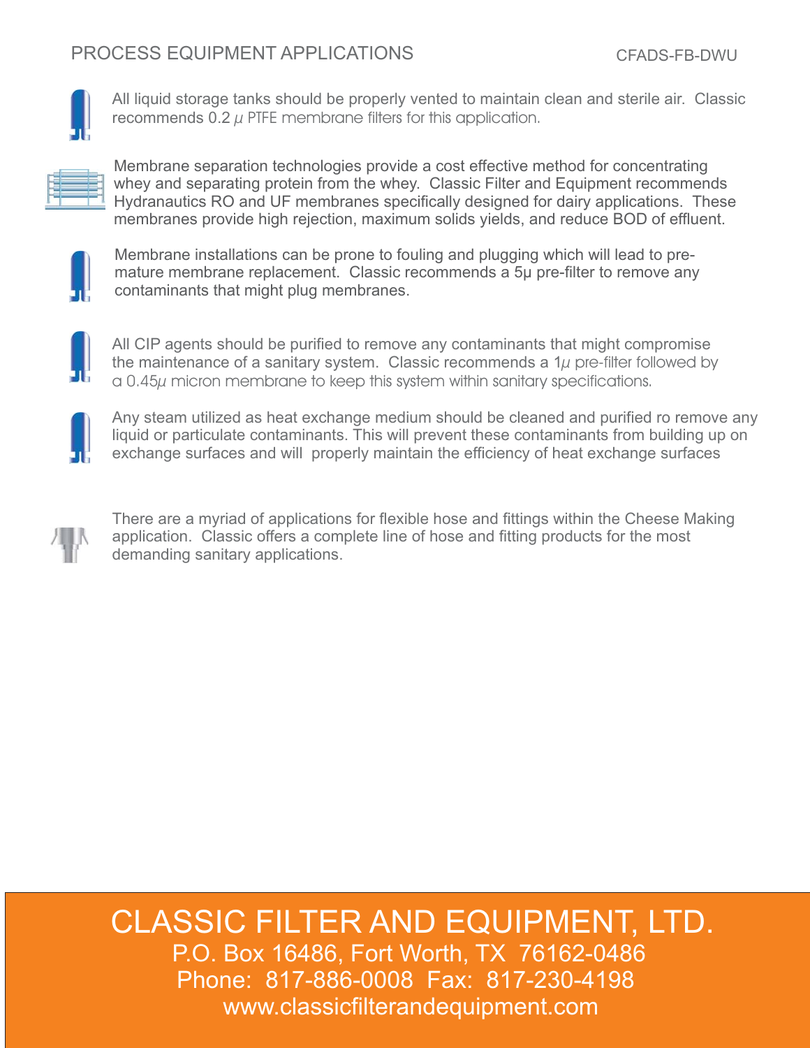## PROCESS EQUIPMENT APPLICATIONS

CFADS-FB-DWU

All liquid storage tanks should be properly vented to maintain clean and sterile air. Classic recommends 0.2 $\mu$ PTFE membrane filters for this application.

Membrane separation technologies provide a cost effective method for concentrating whey and separating protein from the whey. Classic Filter and Equipment recommends Hydranautics RO and UF membranes specifically designed for dairy applications. These membranes provide high rejection, maximum solids yields, and reduce BOD of effluent.

Membrane installations can be prone to fouling and plugging which will lead to premature membrane replacement. Classic recommends a 5µ pre-filter to remove any contaminants that might plug membranes.

All CIP agents should be purified to remove any contaminants that might compromise the maintenance of a sanitary system. Classic recommends a 1$\mu$ pre-filter followed by a 0.45$\mu$ micron membrane to keep this system within sanitary specifications.

Any steam utilized as heat exchange medium should be cleaned and purified ro remove any liquid or particulate contaminants. This will prevent these contaminants from building up on exchange surfaces and will properly maintain the efficiency of heat exchange surfaces

There are a myriad of applications for flexible hose and fittings within the Cheese Making application. Classic offers a complete line of hose and fitting products for the most demanding sanitary applications.

CLASSIC FILTER AND EQUIPMENT, LTD.
P.O. Box 16486, Fort Worth, TX 76162-0486
Phone: 817-886-0008 Fax: 817-230-4198
www.classicfilterandequipment.com